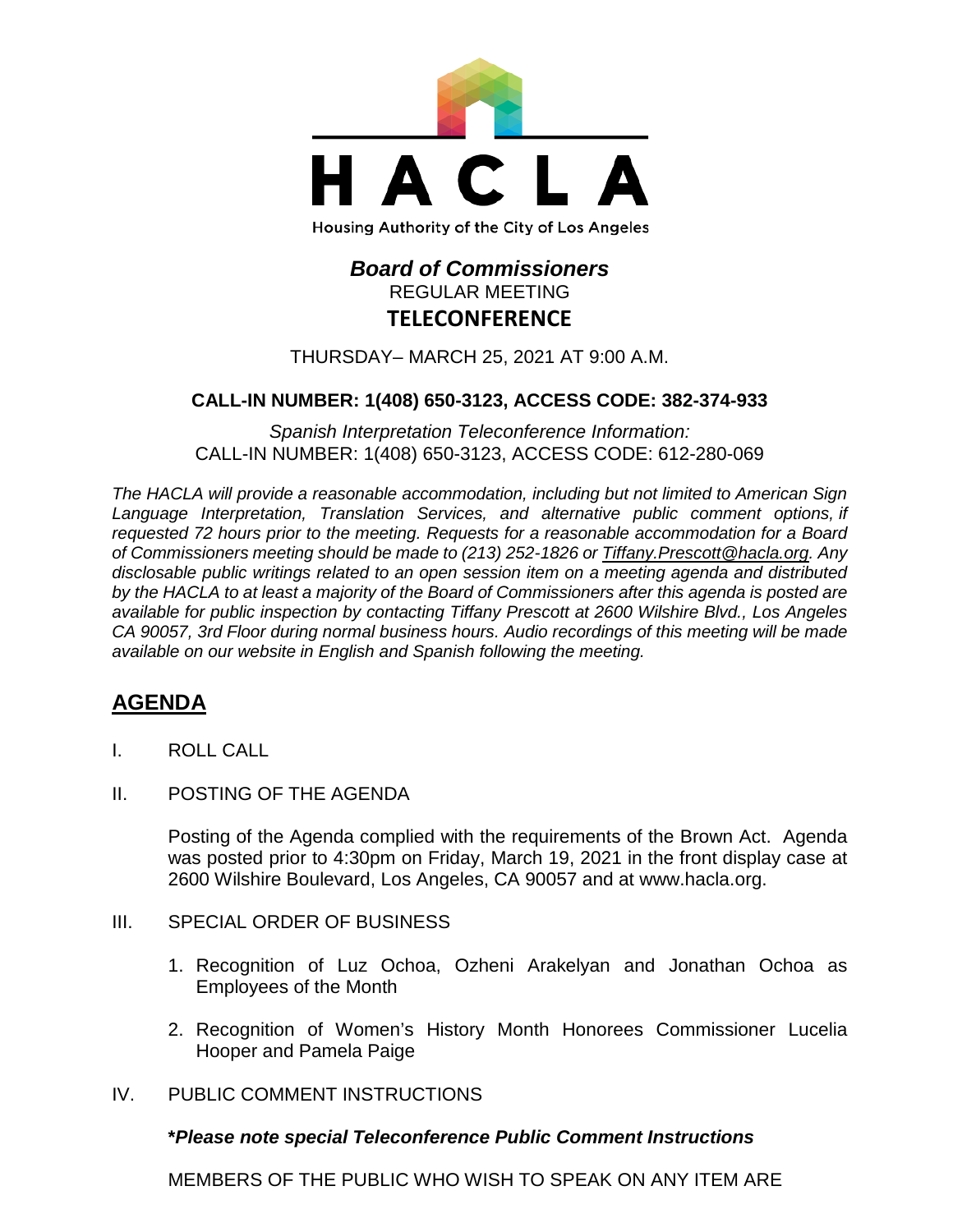HACLA

Housing Authority of the City of Los Angeles

# *Board of Commissioners*

REGULAR MEETING

**TELECONFERENCE**

THURSDAY– MARCH 25, 2021 AT 9:00 A.M.

**CALL-IN NUMBER: 1(408) 650-3123, ACCESS CODE: 382-374-933**

*Spanish Interpretation Teleconference Information:*
CALL-IN NUMBER: 1(408) 650-3123, ACCESS CODE: 612-280-069

*The HACLA will provide a reasonable accommodation, including but not limited to American Sign Language Interpretation, Translation Services, and alternative public comment options, if requested 72 hours prior to the meeting. Requests for a reasonable accommodation for a Board of Commissioners meeting should be made to (213) 252-1826 or Tiffany.Prescott@hacla.org. Any disclosable public writings related to an open session item on a meeting agenda and distributed by the HACLA to at least a majority of the Board of Commissioners after this agenda is posted are available for public inspection by contacting Tiffany Prescott at 2600 Wilshire Blvd., Los Angeles CA 90057, 3rd Floor during normal business hours. Audio recordings of this meeting will be made available on our website in English and Spanish following the meeting.*

## AGENDA

I. ROLL CALL

II. POSTING OF THE AGENDA

Posting of the Agenda complied with the requirements of the Brown Act. Agenda was posted prior to 4:30pm on Friday, March 19, 2021 in the front display case at 2600 Wilshire Boulevard, Los Angeles, CA 90057 and at www.hacla.org.

III. SPECIAL ORDER OF BUSINESS

1. Recognition of Luz Ochoa, Ozheni Arakelyan and Jonathan Ochoa as Employees of the Month
2. Recognition of Women's History Month Honorees Commissioner Lucelia Hooper and Pamela Paige

IV. PUBLIC COMMENT INSTRUCTIONS

***Please note special Teleconference Public Comment Instructions**

MEMBERS OF THE PUBLIC WHO WISH TO SPEAK ON ANY ITEM ARE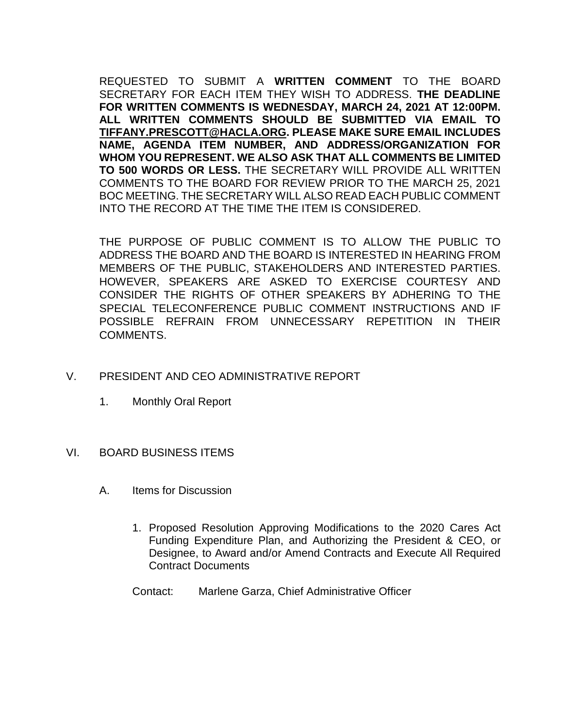REQUESTED TO SUBMIT A **WRITTEN COMMENT** TO THE BOARD SECRETARY FOR EACH ITEM THEY WISH TO ADDRESS. **THE DEADLINE FOR WRITTEN COMMENTS IS WEDNESDAY, MARCH 24, 2021 AT 12:00PM. ALL WRITTEN COMMENTS SHOULD BE SUBMITTED VIA EMAIL TO TIFFANY.PRESCOTT@HACLA.ORG. PLEASE MAKE SURE EMAIL INCLUDES NAME, AGENDA ITEM NUMBER, AND ADDRESS/ORGANIZATION FOR WHOM YOU REPRESENT. WE ALSO ASK THAT ALL COMMENTS BE LIMITED TO 500 WORDS OR LESS.** THE SECRETARY WILL PROVIDE ALL WRITTEN COMMENTS TO THE BOARD FOR REVIEW PRIOR TO THE MARCH 25, 2021 BOC MEETING. THE SECRETARY WILL ALSO READ EACH PUBLIC COMMENT INTO THE RECORD AT THE TIME THE ITEM IS CONSIDERED.

THE PURPOSE OF PUBLIC COMMENT IS TO ALLOW THE PUBLIC TO ADDRESS THE BOARD AND THE BOARD IS INTERESTED IN HEARING FROM MEMBERS OF THE PUBLIC, STAKEHOLDERS AND INTERESTED PARTIES. HOWEVER, SPEAKERS ARE ASKED TO EXERCISE COURTESY AND CONSIDER THE RIGHTS OF OTHER SPEAKERS BY ADHERING TO THE SPECIAL TELECONFERENCE PUBLIC COMMENT INSTRUCTIONS AND IF POSSIBLE REFRAIN FROM UNNECESSARY REPETITION IN THEIR COMMENTS.

V. PRESIDENT AND CEO ADMINISTRATIVE REPORT

1. Monthly Oral Report

VI. BOARD BUSINESS ITEMS

A. Items for Discussion

1. Proposed Resolution Approving Modifications to the 2020 Cares Act Funding Expenditure Plan, and Authorizing the President & CEO, or Designee, to Award and/or Amend Contracts and Execute All Required Contract Documents

Contact: Marlene Garza, Chief Administrative Officer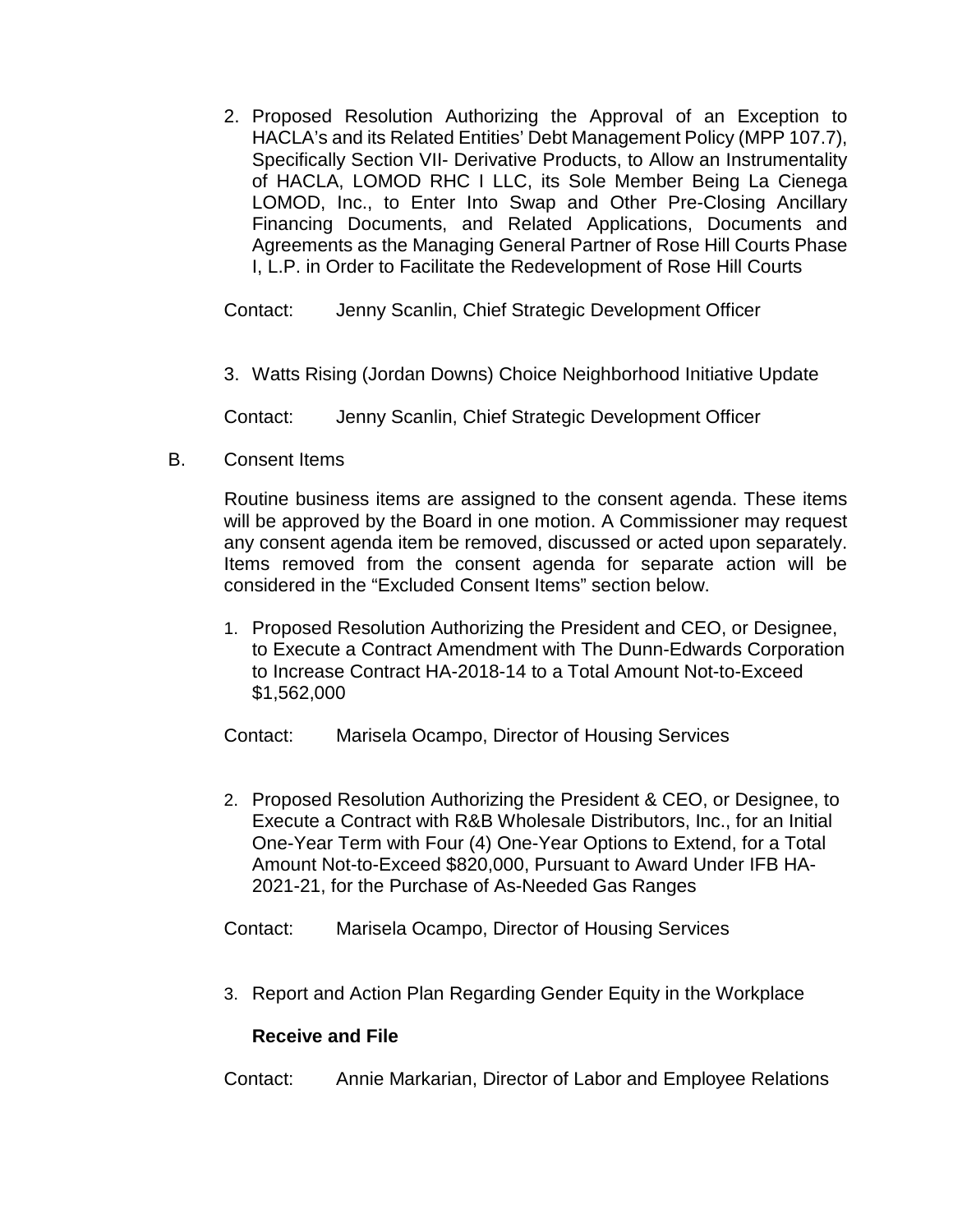2. Proposed Resolution Authorizing the Approval of an Exception to HACLA's and its Related Entities' Debt Management Policy (MPP 107.7), Specifically Section VII- Derivative Products, to Allow an Instrumentality of HACLA, LOMOD RHC I LLC, its Sole Member Being La Cienega LOMOD, Inc., to Enter Into Swap and Other Pre-Closing Ancillary Financing Documents, and Related Applications, Documents and Agreements as the Managing General Partner of Rose Hill Courts Phase I, L.P. in Order to Facilitate the Redevelopment of Rose Hill Courts

   Contact: Jenny Scanlin, Chief Strategic Development Officer

3. Watts Rising (Jordan Downs) Choice Neighborhood Initiative Update

   Contact: Jenny Scanlin, Chief Strategic Development Officer

B. Consent Items

Routine business items are assigned to the consent agenda. These items will be approved by the Board in one motion. A Commissioner may request any consent agenda item be removed, discussed or acted upon separately. Items removed from the consent agenda for separate action will be considered in the "Excluded Consent Items" section below.

1. Proposed Resolution Authorizing the President and CEO, or Designee, to Execute a Contract Amendment with The Dunn-Edwards Corporation to Increase Contract HA-2018-14 to a Total Amount Not-to-Exceed $1,562,000

   Contact: Marisela Ocampo, Director of Housing Services

2. Proposed Resolution Authorizing the President & CEO, or Designee, to Execute a Contract with R&B Wholesale Distributors, Inc., for an Initial One-Year Term with Four (4) One-Year Options to Extend, for a Total Amount Not-to-Exceed $820,000, Pursuant to Award Under IFB HA-2021-21, for the Purchase of As-Needed Gas Ranges

   Contact: Marisela Ocampo, Director of Housing Services

3. Report and Action Plan Regarding Gender Equity in the Workplace

   **Receive and File**

   Contact: Annie Markarian, Director of Labor and Employee Relations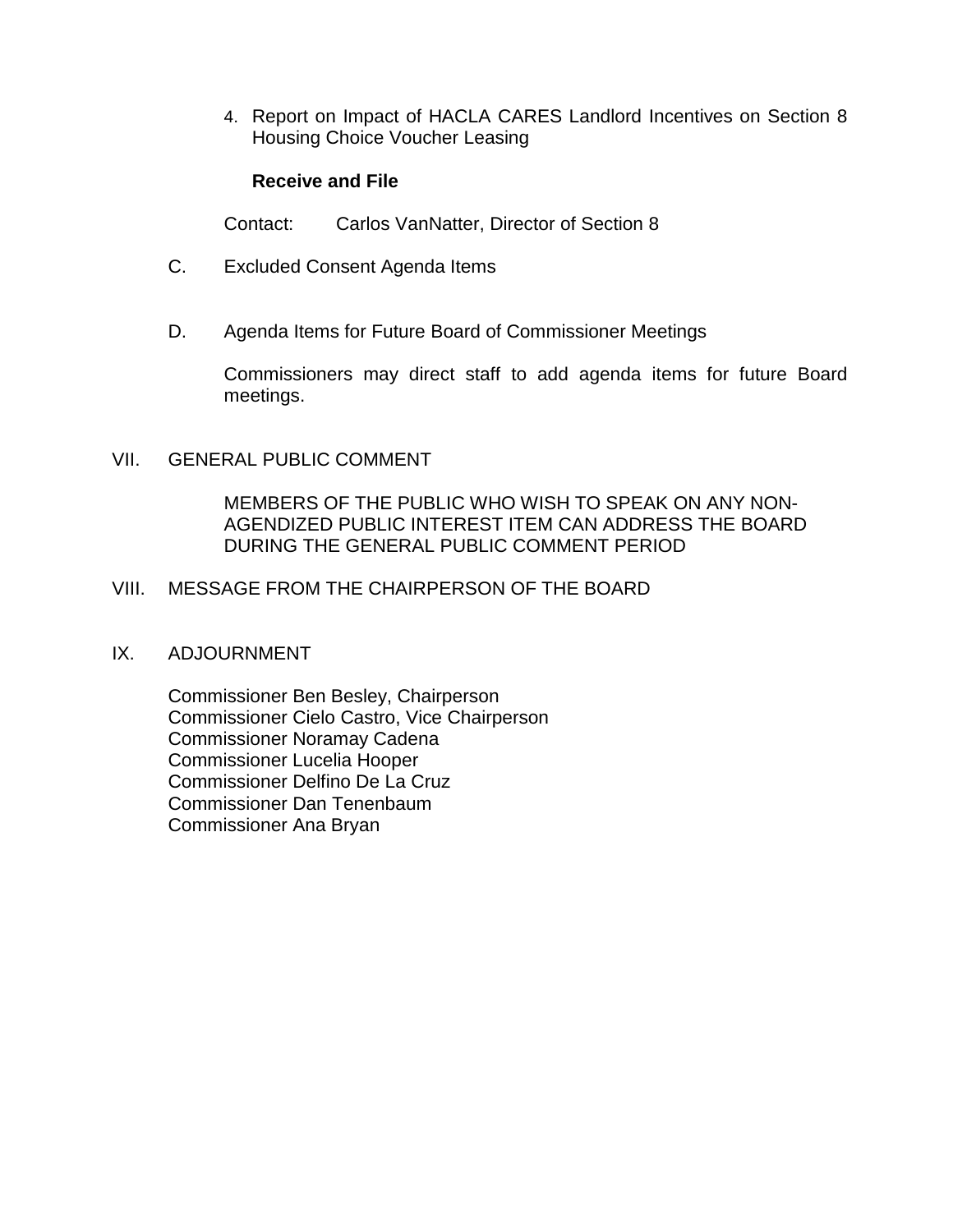4. Report on Impact of HACLA CARES Landlord Incentives on Section 8 Housing Choice Voucher Leasing

   **Receive and File**

   Contact: Carlos VanNatter, Director of Section 8

C. Excluded Consent Agenda Items

D. Agenda Items for Future Board of Commissioner Meetings

   Commissioners may direct staff to add agenda items for future Board meetings.

VII. GENERAL PUBLIC COMMENT

   MEMBERS OF THE PUBLIC WHO WISH TO SPEAK ON ANY NON-AGENDIZED PUBLIC INTEREST ITEM CAN ADDRESS THE BOARD DURING THE GENERAL PUBLIC COMMENT PERIOD

VIII. MESSAGE FROM THE CHAIRPERSON OF THE BOARD

IX. ADJOURNMENT

Commissioner Ben Besley, Chairperson
Commissioner Cielo Castro, Vice Chairperson
Commissioner Noramay Cadena
Commissioner Lucelia Hooper
Commissioner Delfino De La Cruz
Commissioner Dan Tenenbaum
Commissioner Ana Bryan